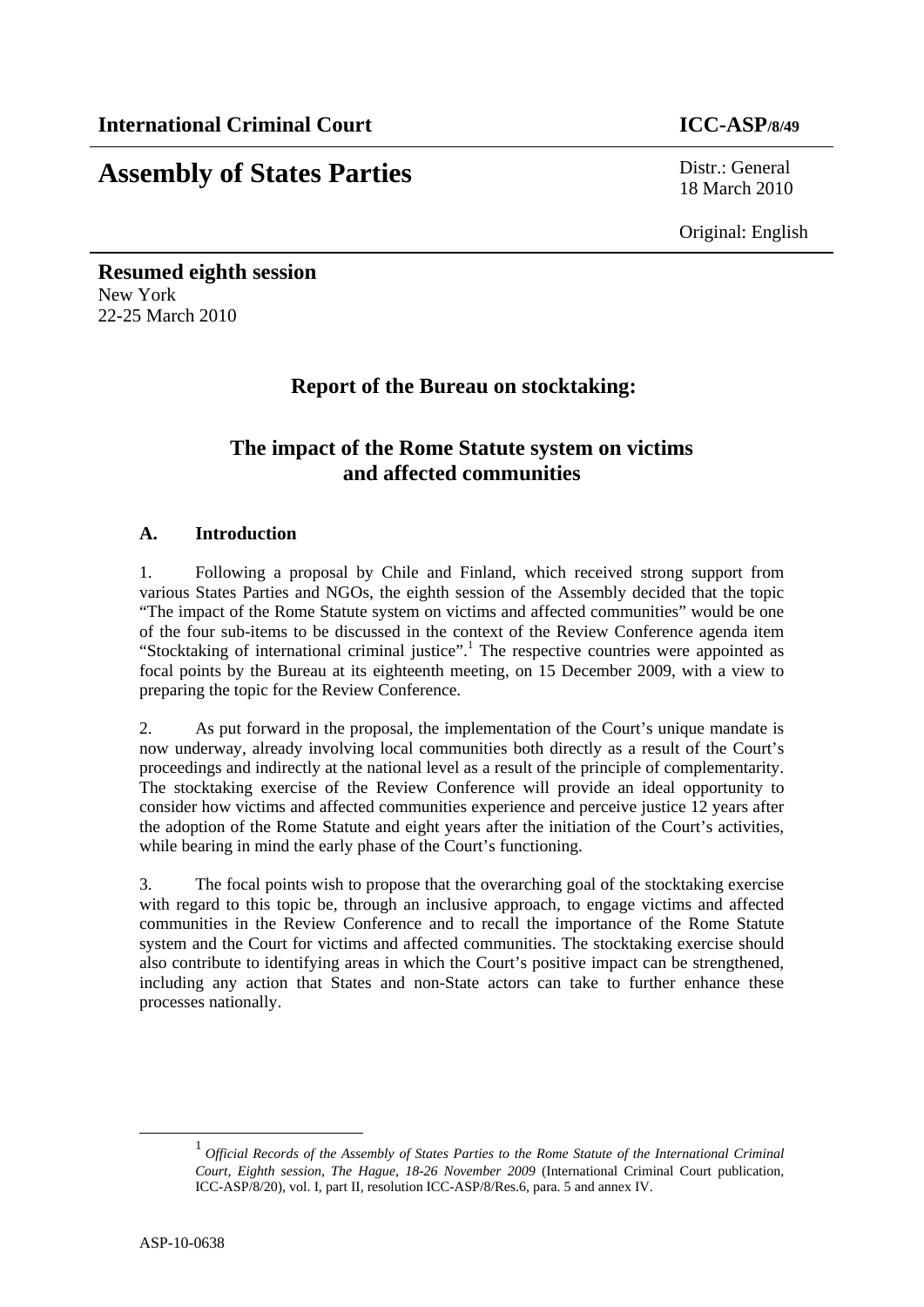**International Criminal Court** **ICC-ASP/8/49**

# Assembly of States Parties

Distr.: General
18 March 2010

Original: English

**Resumed eighth session**
New York
22-25 March 2010

## Report of the Bureau on stocktaking:

## The impact of the Rome Statute system on victims and affected communities

### A. Introduction

1. Following a proposal by Chile and Finland, which received strong support from various States Parties and NGOs, the eighth session of the Assembly decided that the topic "The impact of the Rome Statute system on victims and affected communities" would be one of the four sub-items to be discussed in the context of the Review Conference agenda item "Stocktaking of international criminal justice".[1] The respective countries were appointed as focal points by the Bureau at its eighteenth meeting, on 15 December 2009, with a view to preparing the topic for the Review Conference.

2. As put forward in the proposal, the implementation of the Court's unique mandate is now underway, already involving local communities both directly as a result of the Court's proceedings and indirectly at the national level as a result of the principle of complementarity. The stocktaking exercise of the Review Conference will provide an ideal opportunity to consider how victims and affected communities experience and perceive justice 12 years after the adoption of the Rome Statute and eight years after the initiation of the Court's activities, while bearing in mind the early phase of the Court's functioning.

3. The focal points wish to propose that the overarching goal of the stocktaking exercise with regard to this topic be, through an inclusive approach, to engage victims and affected communities in the Review Conference and to recall the importance of the Rome Statute system and the Court for victims and affected communities. The stocktaking exercise should also contribute to identifying areas in which the Court's positive impact can be strengthened, including any action that States and non-State actors can take to further enhance these processes nationally.

[1] *Official Records of the Assembly of States Parties to the Rome Statute of the International Criminal Court, Eighth session, The Hague, 18-26 November 2009* (International Criminal Court publication, ICC-ASP/8/20), vol. I, part II, resolution ICC-ASP/8/Res.6, para. 5 and annex IV.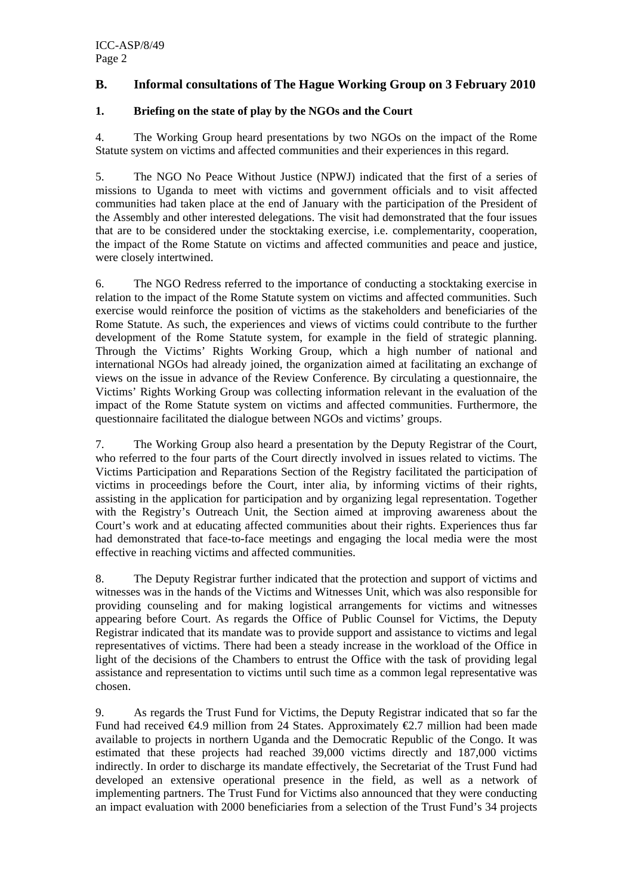## B. Informal consultations of The Hague Working Group on 3 February 2010

### 1. Briefing on the state of play by the NGOs and the Court

4. The Working Group heard presentations by two NGOs on the impact of the Rome Statute system on victims and affected communities and their experiences in this regard.

5. The NGO No Peace Without Justice (NPWJ) indicated that the first of a series of missions to Uganda to meet with victims and government officials and to visit affected communities had taken place at the end of January with the participation of the President of the Assembly and other interested delegations. The visit had demonstrated that the four issues that are to be considered under the stocktaking exercise, i.e. complementarity, cooperation, the impact of the Rome Statute on victims and affected communities and peace and justice, were closely intertwined.

6. The NGO Redress referred to the importance of conducting a stocktaking exercise in relation to the impact of the Rome Statute system on victims and affected communities. Such exercise would reinforce the position of victims as the stakeholders and beneficiaries of the Rome Statute. As such, the experiences and views of victims could contribute to the further development of the Rome Statute system, for example in the field of strategic planning. Through the Victims' Rights Working Group, which a high number of national and international NGOs had already joined, the organization aimed at facilitating an exchange of views on the issue in advance of the Review Conference. By circulating a questionnaire, the Victims' Rights Working Group was collecting information relevant in the evaluation of the impact of the Rome Statute system on victims and affected communities. Furthermore, the questionnaire facilitated the dialogue between NGOs and victims' groups.

7. The Working Group also heard a presentation by the Deputy Registrar of the Court, who referred to the four parts of the Court directly involved in issues related to victims. The Victims Participation and Reparations Section of the Registry facilitated the participation of victims in proceedings before the Court, inter alia, by informing victims of their rights, assisting in the application for participation and by organizing legal representation. Together with the Registry's Outreach Unit, the Section aimed at improving awareness about the Court's work and at educating affected communities about their rights. Experiences thus far had demonstrated that face-to-face meetings and engaging the local media were the most effective in reaching victims and affected communities.

8. The Deputy Registrar further indicated that the protection and support of victims and witnesses was in the hands of the Victims and Witnesses Unit, which was also responsible for providing counseling and for making logistical arrangements for victims and witnesses appearing before Court. As regards the Office of Public Counsel for Victims, the Deputy Registrar indicated that its mandate was to provide support and assistance to victims and legal representatives of victims. There had been a steady increase in the workload of the Office in light of the decisions of the Chambers to entrust the Office with the task of providing legal assistance and representation to victims until such time as a common legal representative was chosen.

9. As regards the Trust Fund for Victims, the Deputy Registrar indicated that so far the Fund had received €4.9 million from 24 States. Approximately €2.7 million had been made available to projects in northern Uganda and the Democratic Republic of the Congo. It was estimated that these projects had reached 39,000 victims directly and 187,000 victims indirectly. In order to discharge its mandate effectively, the Secretariat of the Trust Fund had developed an extensive operational presence in the field, as well as a network of implementing partners. The Trust Fund for Victims also announced that they were conducting an impact evaluation with 2000 beneficiaries from a selection of the Trust Fund's 34 projects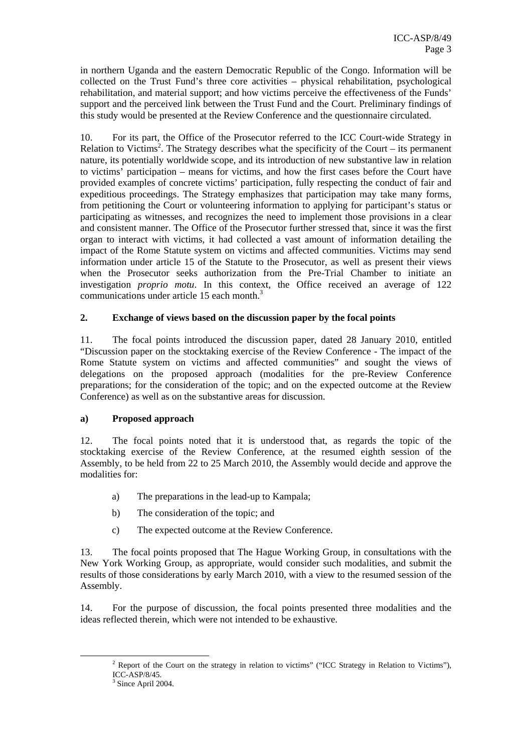in northern Uganda and the eastern Democratic Republic of the Congo. Information will be collected on the Trust Fund's three core activities – physical rehabilitation, psychological rehabilitation, and material support; and how victims perceive the effectiveness of the Funds' support and the perceived link between the Trust Fund and the Court. Preliminary findings of this study would be presented at the Review Conference and the questionnaire circulated.

10. For its part, the Office of the Prosecutor referred to the ICC Court-wide Strategy in Relation to Victims[2]. The Strategy describes what the specificity of the Court – its permanent nature, its potentially worldwide scope, and its introduction of new substantive law in relation to victims' participation – means for victims, and how the first cases before the Court have provided examples of concrete victims' participation, fully respecting the conduct of fair and expeditious proceedings. The Strategy emphasizes that participation may take many forms, from petitioning the Court or volunteering information to applying for participant's status or participating as witnesses, and recognizes the need to implement those provisions in a clear and consistent manner. The Office of the Prosecutor further stressed that, since it was the first organ to interact with victims, it had collected a vast amount of information detailing the impact of the Rome Statute system on victims and affected communities. Victims may send information under article 15 of the Statute to the Prosecutor, as well as present their views when the Prosecutor seeks authorization from the Pre-Trial Chamber to initiate an investigation *proprio motu*. In this context, the Office received an average of 122 communications under article 15 each month.[3]

### 2. Exchange of views based on the discussion paper by the focal points

11. The focal points introduced the discussion paper, dated 28 January 2010, entitled "Discussion paper on the stocktaking exercise of the Review Conference - The impact of the Rome Statute system on victims and affected communities" and sought the views of delegations on the proposed approach (modalities for the pre-Review Conference preparations; for the consideration of the topic; and on the expected outcome at the Review Conference) as well as on the substantive areas for discussion.

#### a) Proposed approach

12. The focal points noted that it is understood that, as regards the topic of the stocktaking exercise of the Review Conference, at the resumed eighth session of the Assembly, to be held from 22 to 25 March 2010, the Assembly would decide and approve the modalities for:

a) The preparations in the lead-up to Kampala;

b) The consideration of the topic; and

c) The expected outcome at the Review Conference.

13. The focal points proposed that The Hague Working Group, in consultations with the New York Working Group, as appropriate, would consider such modalities, and submit the results of those considerations by early March 2010, with a view to the resumed session of the Assembly.

14. For the purpose of discussion, the focal points presented three modalities and the ideas reflected therein, which were not intended to be exhaustive.

---

[2] Report of the Court on the strategy in relation to victims" ("ICC Strategy in Relation to Victims"), ICC-ASP/8/45.

[3] Since April 2004.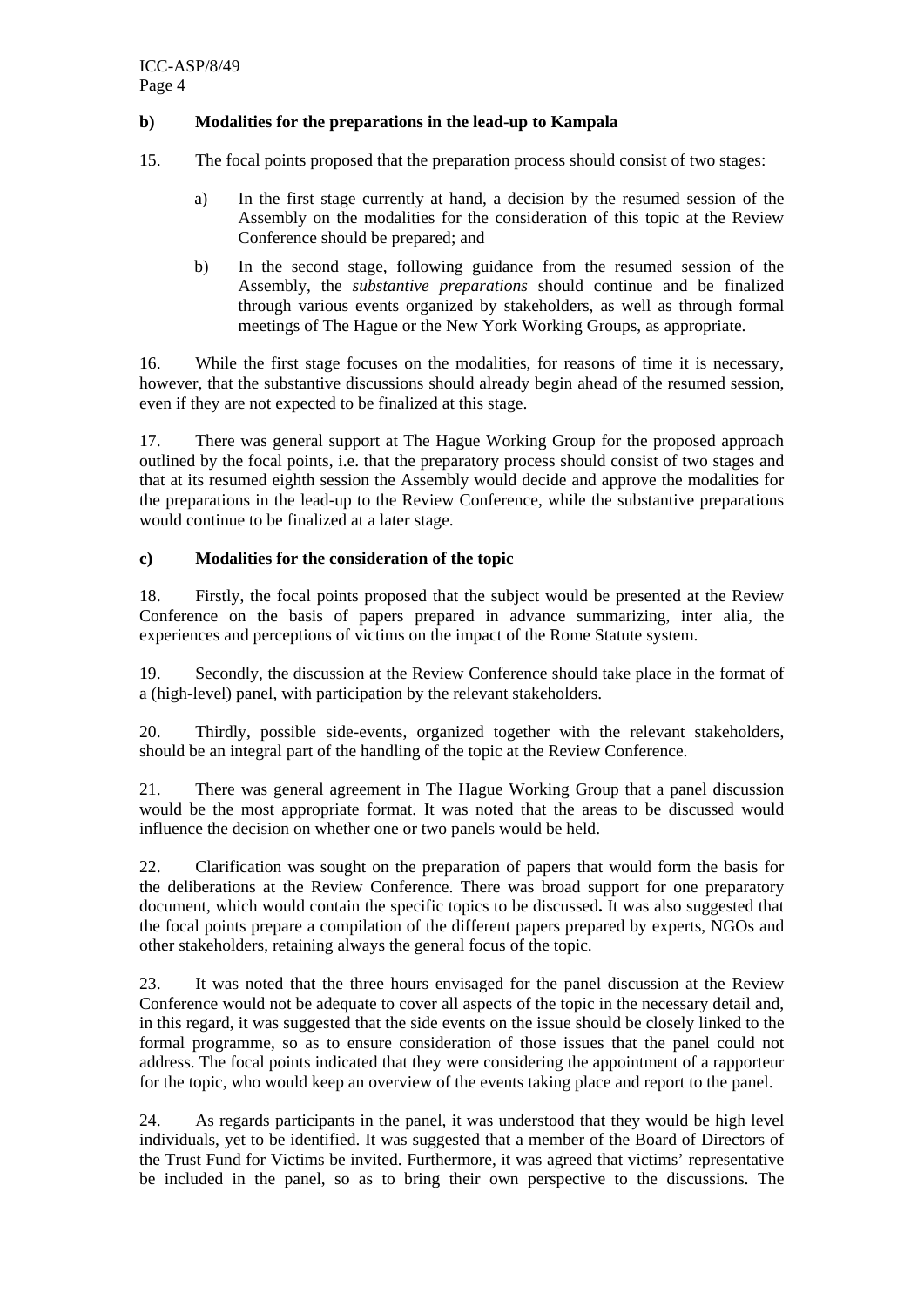**b) Modalities for the preparations in the lead-up to Kampala**

15. The focal points proposed that the preparation process should consist of two stages:

a) In the first stage currently at hand, a decision by the resumed session of the Assembly on the modalities for the consideration of this topic at the Review Conference should be prepared; and

b) In the second stage, following guidance from the resumed session of the Assembly, the *substantive preparations* should continue and be finalized through various events organized by stakeholders, as well as through formal meetings of The Hague or the New York Working Groups, as appropriate.

16. While the first stage focuses on the modalities, for reasons of time it is necessary, however, that the substantive discussions should already begin ahead of the resumed session, even if they are not expected to be finalized at this stage.

17. There was general support at The Hague Working Group for the proposed approach outlined by the focal points, i.e. that the preparatory process should consist of two stages and that at its resumed eighth session the Assembly would decide and approve the modalities for the preparations in the lead-up to the Review Conference, while the substantive preparations would continue to be finalized at a later stage.

**c) Modalities for the consideration of the topic**

18. Firstly, the focal points proposed that the subject would be presented at the Review Conference on the basis of papers prepared in advance summarizing, inter alia, the experiences and perceptions of victims on the impact of the Rome Statute system.

19. Secondly, the discussion at the Review Conference should take place in the format of a (high-level) panel, with participation by the relevant stakeholders.

20. Thirdly, possible side-events, organized together with the relevant stakeholders, should be an integral part of the handling of the topic at the Review Conference.

21. There was general agreement in The Hague Working Group that a panel discussion would be the most appropriate format. It was noted that the areas to be discussed would influence the decision on whether one or two panels would be held.

22. Clarification was sought on the preparation of papers that would form the basis for the deliberations at the Review Conference. There was broad support for one preparatory document, which would contain the specific topics to be discussed**.** It was also suggested that the focal points prepare a compilation of the different papers prepared by experts, NGOs and other stakeholders, retaining always the general focus of the topic.

23. It was noted that the three hours envisaged for the panel discussion at the Review Conference would not be adequate to cover all aspects of the topic in the necessary detail and, in this regard, it was suggested that the side events on the issue should be closely linked to the formal programme, so as to ensure consideration of those issues that the panel could not address. The focal points indicated that they were considering the appointment of a rapporteur for the topic, who would keep an overview of the events taking place and report to the panel.

24. As regards participants in the panel, it was understood that they would be high level individuals, yet to be identified. It was suggested that a member of the Board of Directors of the Trust Fund for Victims be invited. Furthermore, it was agreed that victims' representative be included in the panel, so as to bring their own perspective to the discussions. The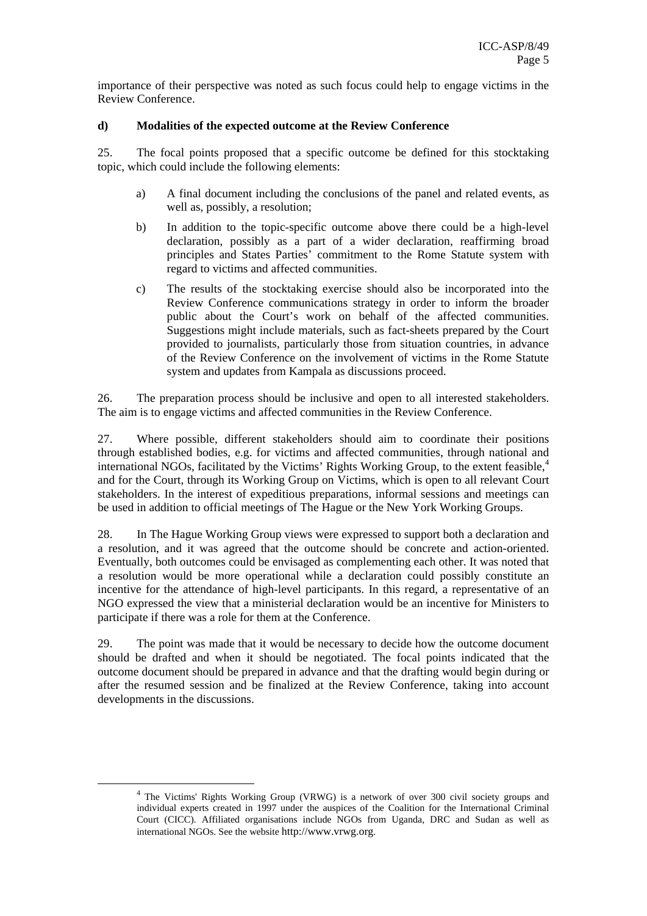importance of their perspective was noted as such focus could help to engage victims in the Review Conference.

**d) Modalities of the expected outcome at the Review Conference**

25. The focal points proposed that a specific outcome be defined for this stocktaking topic, which could include the following elements:

a) A final document including the conclusions of the panel and related events, as well as, possibly, a resolution;

b) In addition to the topic-specific outcome above there could be a high-level declaration, possibly as a part of a wider declaration, reaffirming broad principles and States Parties' commitment to the Rome Statute system with regard to victims and affected communities.

c) The results of the stocktaking exercise should also be incorporated into the Review Conference communications strategy in order to inform the broader public about the Court's work on behalf of the affected communities. Suggestions might include materials, such as fact-sheets prepared by the Court provided to journalists, particularly those from situation countries, in advance of the Review Conference on the involvement of victims in the Rome Statute system and updates from Kampala as discussions proceed.

26. The preparation process should be inclusive and open to all interested stakeholders. The aim is to engage victims and affected communities in the Review Conference.

27. Where possible, different stakeholders should aim to coordinate their positions through established bodies, e.g. for victims and affected communities, through national and international NGOs, facilitated by the Victims' Rights Working Group, to the extent feasible,[4] and for the Court, through its Working Group on Victims, which is open to all relevant Court stakeholders. In the interest of expeditious preparations, informal sessions and meetings can be used in addition to official meetings of The Hague or the New York Working Groups.

28. In The Hague Working Group views were expressed to support both a declaration and a resolution, and it was agreed that the outcome should be concrete and action-oriented. Eventually, both outcomes could be envisaged as complementing each other. It was noted that a resolution would be more operational while a declaration could possibly constitute an incentive for the attendance of high-level participants. In this regard, a representative of an NGO expressed the view that a ministerial declaration would be an incentive for Ministers to participate if there was a role for them at the Conference.

29. The point was made that it would be necessary to decide how the outcome document should be drafted and when it should be negotiated. The focal points indicated that the outcome document should be prepared in advance and that the drafting would begin during or after the resumed session and be finalized at the Review Conference, taking into account developments in the discussions.

[4] The Victims' Rights Working Group (VRWG) is a network of over 300 civil society groups and individual experts created in 1997 under the auspices of the Coalition for the International Criminal Court (CICC). Affiliated organisations include NGOs from Uganda, DRC and Sudan as well as international NGOs. See the website http://www.vrwg.org.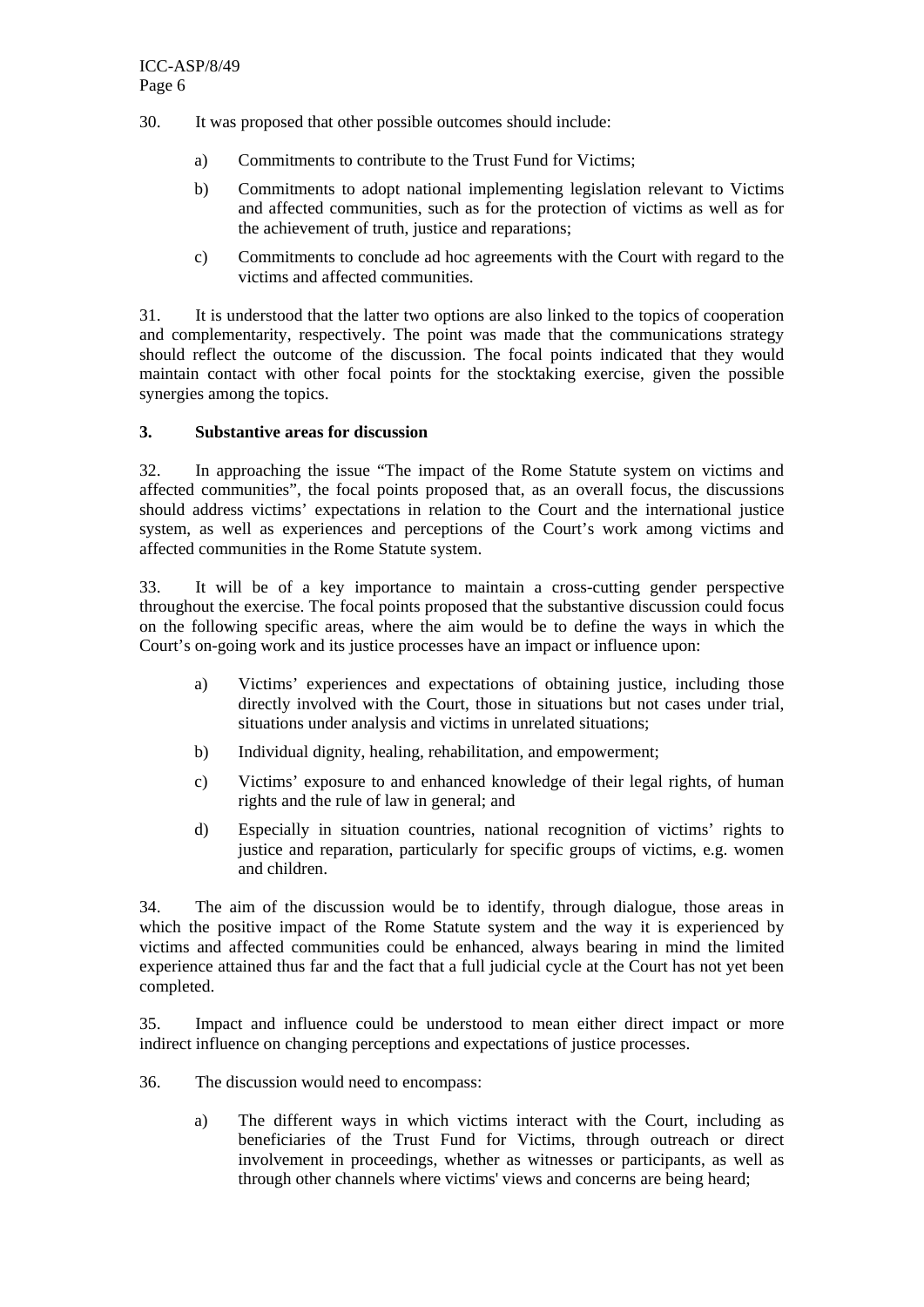30. It was proposed that other possible outcomes should include:

a) Commitments to contribute to the Trust Fund for Victims;

b) Commitments to adopt national implementing legislation relevant to Victims and affected communities, such as for the protection of victims as well as for the achievement of truth, justice and reparations;

c) Commitments to conclude ad hoc agreements with the Court with regard to the victims and affected communities.

31. It is understood that the latter two options are also linked to the topics of cooperation and complementarity, respectively. The point was made that the communications strategy should reflect the outcome of the discussion. The focal points indicated that they would maintain contact with other focal points for the stocktaking exercise, given the possible synergies among the topics.

### 3. Substantive areas for discussion

32. In approaching the issue "The impact of the Rome Statute system on victims and affected communities", the focal points proposed that, as an overall focus, the discussions should address victims' expectations in relation to the Court and the international justice system, as well as experiences and perceptions of the Court's work among victims and affected communities in the Rome Statute system.

33. It will be of a key importance to maintain a cross-cutting gender perspective throughout the exercise. The focal points proposed that the substantive discussion could focus on the following specific areas, where the aim would be to define the ways in which the Court's on-going work and its justice processes have an impact or influence upon:

a) Victims' experiences and expectations of obtaining justice, including those directly involved with the Court, those in situations but not cases under trial, situations under analysis and victims in unrelated situations;

b) Individual dignity, healing, rehabilitation, and empowerment;

c) Victims' exposure to and enhanced knowledge of their legal rights, of human rights and the rule of law in general; and

d) Especially in situation countries, national recognition of victims' rights to justice and reparation, particularly for specific groups of victims, e.g. women and children.

34. The aim of the discussion would be to identify, through dialogue, those areas in which the positive impact of the Rome Statute system and the way it is experienced by victims and affected communities could be enhanced, always bearing in mind the limited experience attained thus far and the fact that a full judicial cycle at the Court has not yet been completed.

35. Impact and influence could be understood to mean either direct impact or more indirect influence on changing perceptions and expectations of justice processes.

36. The discussion would need to encompass:

a) The different ways in which victims interact with the Court, including as beneficiaries of the Trust Fund for Victims, through outreach or direct involvement in proceedings, whether as witnesses or participants, as well as through other channels where victims' views and concerns are being heard;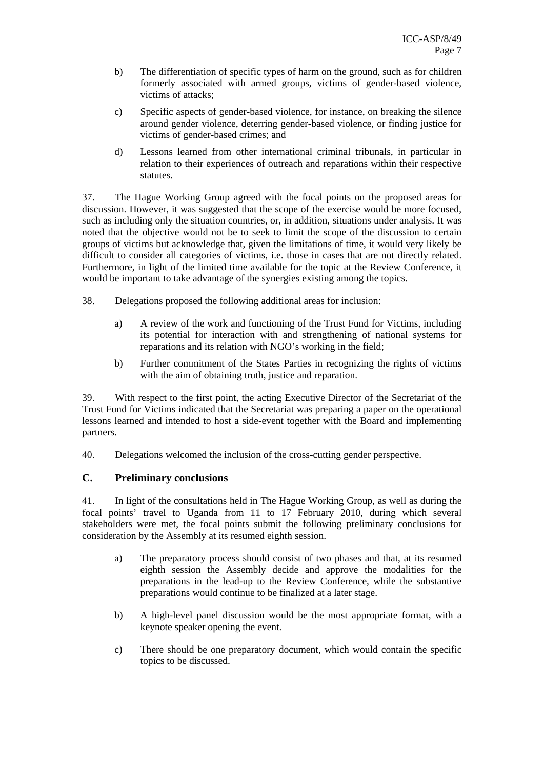b) The differentiation of specific types of harm on the ground, such as for children formerly associated with armed groups, victims of gender-based violence, victims of attacks;

c) Specific aspects of gender-based violence, for instance, on breaking the silence around gender violence, deterring gender-based violence, or finding justice for victims of gender-based crimes; and

d) Lessons learned from other international criminal tribunals, in particular in relation to their experiences of outreach and reparations within their respective statutes.

37. The Hague Working Group agreed with the focal points on the proposed areas for discussion. However, it was suggested that the scope of the exercise would be more focused, such as including only the situation countries, or, in addition, situations under analysis. It was noted that the objective would not be to seek to limit the scope of the discussion to certain groups of victims but acknowledge that, given the limitations of time, it would very likely be difficult to consider all categories of victims, i.e. those in cases that are not directly related. Furthermore, in light of the limited time available for the topic at the Review Conference, it would be important to take advantage of the synergies existing among the topics.

38. Delegations proposed the following additional areas for inclusion:

a) A review of the work and functioning of the Trust Fund for Victims, including its potential for interaction with and strengthening of national systems for reparations and its relation with NGO's working in the field;

b) Further commitment of the States Parties in recognizing the rights of victims with the aim of obtaining truth, justice and reparation.

39. With respect to the first point, the acting Executive Director of the Secretariat of the Trust Fund for Victims indicated that the Secretariat was preparing a paper on the operational lessons learned and intended to host a side-event together with the Board and implementing partners.

40. Delegations welcomed the inclusion of the cross-cutting gender perspective.

## C. Preliminary conclusions

41. In light of the consultations held in The Hague Working Group, as well as during the focal points' travel to Uganda from 11 to 17 February 2010, during which several stakeholders were met, the focal points submit the following preliminary conclusions for consideration by the Assembly at its resumed eighth session.

a) The preparatory process should consist of two phases and that, at its resumed eighth session the Assembly decide and approve the modalities for the preparations in the lead-up to the Review Conference, while the substantive preparations would continue to be finalized at a later stage.

b) A high-level panel discussion would be the most appropriate format, with a keynote speaker opening the event.

c) There should be one preparatory document, which would contain the specific topics to be discussed.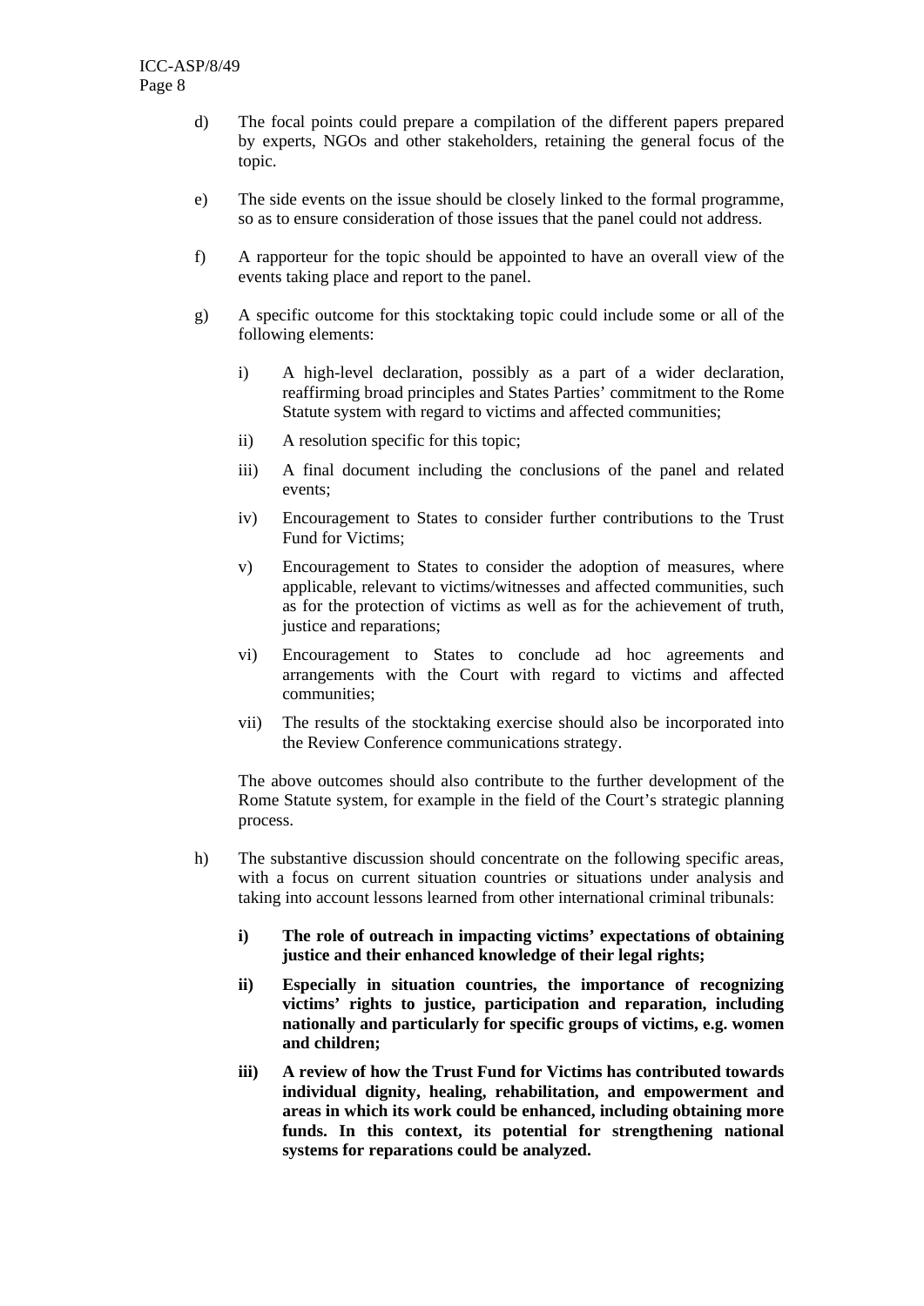d) The focal points could prepare a compilation of the different papers prepared by experts, NGOs and other stakeholders, retaining the general focus of the topic.

e) The side events on the issue should be closely linked to the formal programme, so as to ensure consideration of those issues that the panel could not address.

f) A rapporteur for the topic should be appointed to have an overall view of the events taking place and report to the panel.

g) A specific outcome for this stocktaking topic could include some or all of the following elements:

    i) A high-level declaration, possibly as a part of a wider declaration, reaffirming broad principles and States Parties' commitment to the Rome Statute system with regard to victims and affected communities;

    ii) A resolution specific for this topic;

    iii) A final document including the conclusions of the panel and related events;

    iv) Encouragement to States to consider further contributions to the Trust Fund for Victims;

    v) Encouragement to States to consider the adoption of measures, where applicable, relevant to victims/witnesses and affected communities, such as for the protection of victims as well as for the achievement of truth, justice and reparations;

    vi) Encouragement to States to conclude ad hoc agreements and arrangements with the Court with regard to victims and affected communities;

    vii) The results of the stocktaking exercise should also be incorporated into the Review Conference communications strategy.

    The above outcomes should also contribute to the further development of the Rome Statute system, for example in the field of the Court's strategic planning process.

h) The substantive discussion should concentrate on the following specific areas, with a focus on current situation countries or situations under analysis and taking into account lessons learned from other international criminal tribunals:

    **i) The role of outreach in impacting victims' expectations of obtaining justice and their enhanced knowledge of their legal rights;**

    **ii) Especially in situation countries, the importance of recognizing victims' rights to justice, participation and reparation, including nationally and particularly for specific groups of victims, e.g. women and children;**

    **iii) A review of how the Trust Fund for Victims has contributed towards individual dignity, healing, rehabilitation, and empowerment and areas in which its work could be enhanced, including obtaining more funds. In this context, its potential for strengthening national systems for reparations could be analyzed.**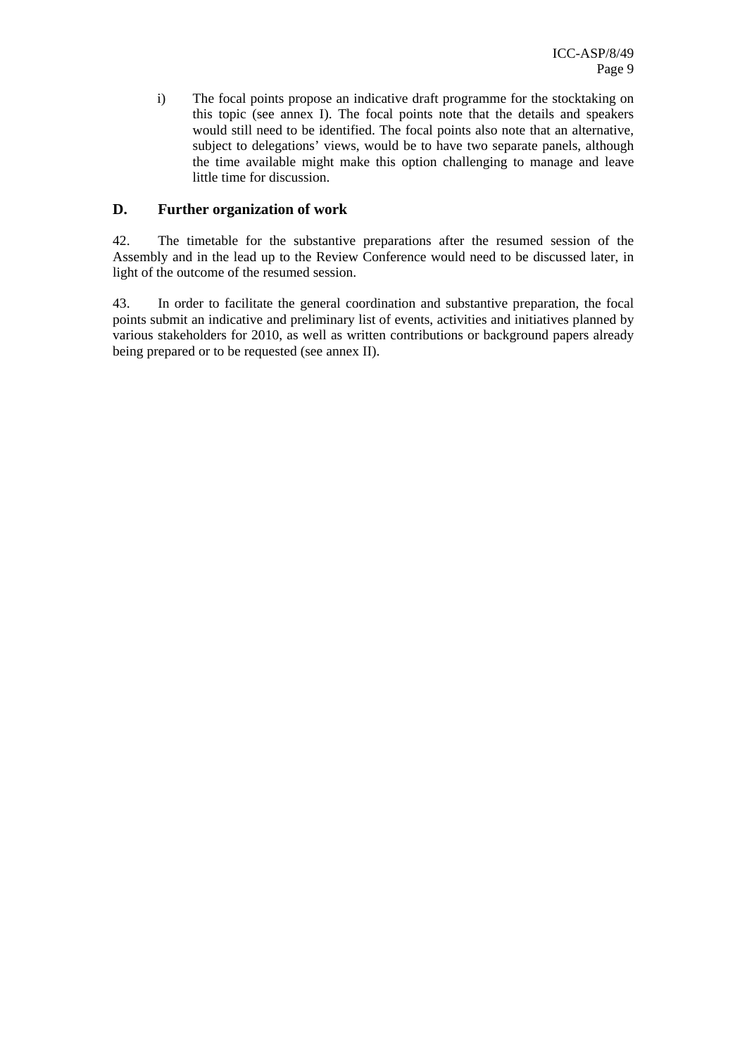i) The focal points propose an indicative draft programme for the stocktaking on this topic (see annex I). The focal points note that the details and speakers would still need to be identified. The focal points also note that an alternative, subject to delegations' views, would be to have two separate panels, although the time available might make this option challenging to manage and leave little time for discussion.

## D. Further organization of work

42. The timetable for the substantive preparations after the resumed session of the Assembly and in the lead up to the Review Conference would need to be discussed later, in light of the outcome of the resumed session.

43. In order to facilitate the general coordination and substantive preparation, the focal points submit an indicative and preliminary list of events, activities and initiatives planned by various stakeholders for 2010, as well as written contributions or background papers already being prepared or to be requested (see annex II).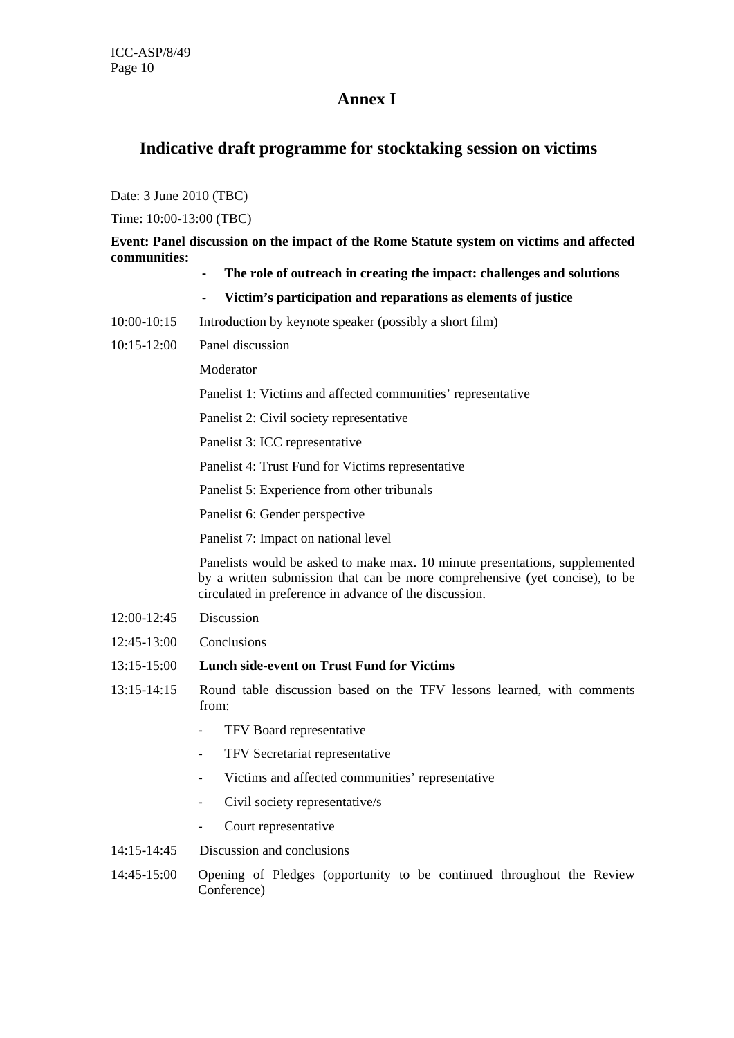# Annex I

## Indicative draft programme for stocktaking session on victims

Date: 3 June 2010 (TBC)

Time: 10:00-13:00 (TBC)

**Event: Panel discussion on the impact of the Rome Statute system on victims and affected communities:**

- **The role of outreach in creating the impact: challenges and solutions**
- **Victim's participation and reparations as elements of justice**

10:00-10:15 Introduction by keynote speaker (possibly a short film)

10:15-12:00 Panel discussion

Moderator

Panelist 1: Victims and affected communities' representative

Panelist 2: Civil society representative

Panelist 3: ICC representative

Panelist 4: Trust Fund for Victims representative

Panelist 5: Experience from other tribunals

Panelist 6: Gender perspective

Panelist 7: Impact on national level

Panelists would be asked to make max. 10 minute presentations, supplemented by a written submission that can be more comprehensive (yet concise), to be circulated in preference in advance of the discussion.

12:00-12:45 Discussion

12:45-13:00 Conclusions

13:15-15:00 **Lunch side-event on Trust Fund for Victims**

13:15-14:15 Round table discussion based on the TFV lessons learned, with comments from:

- TFV Board representative
- TFV Secretariat representative
- Victims and affected communities' representative
- Civil society representative/s
- Court representative

14:15-14:45 Discussion and conclusions

14:45-15:00 Opening of Pledges (opportunity to be continued throughout the Review Conference)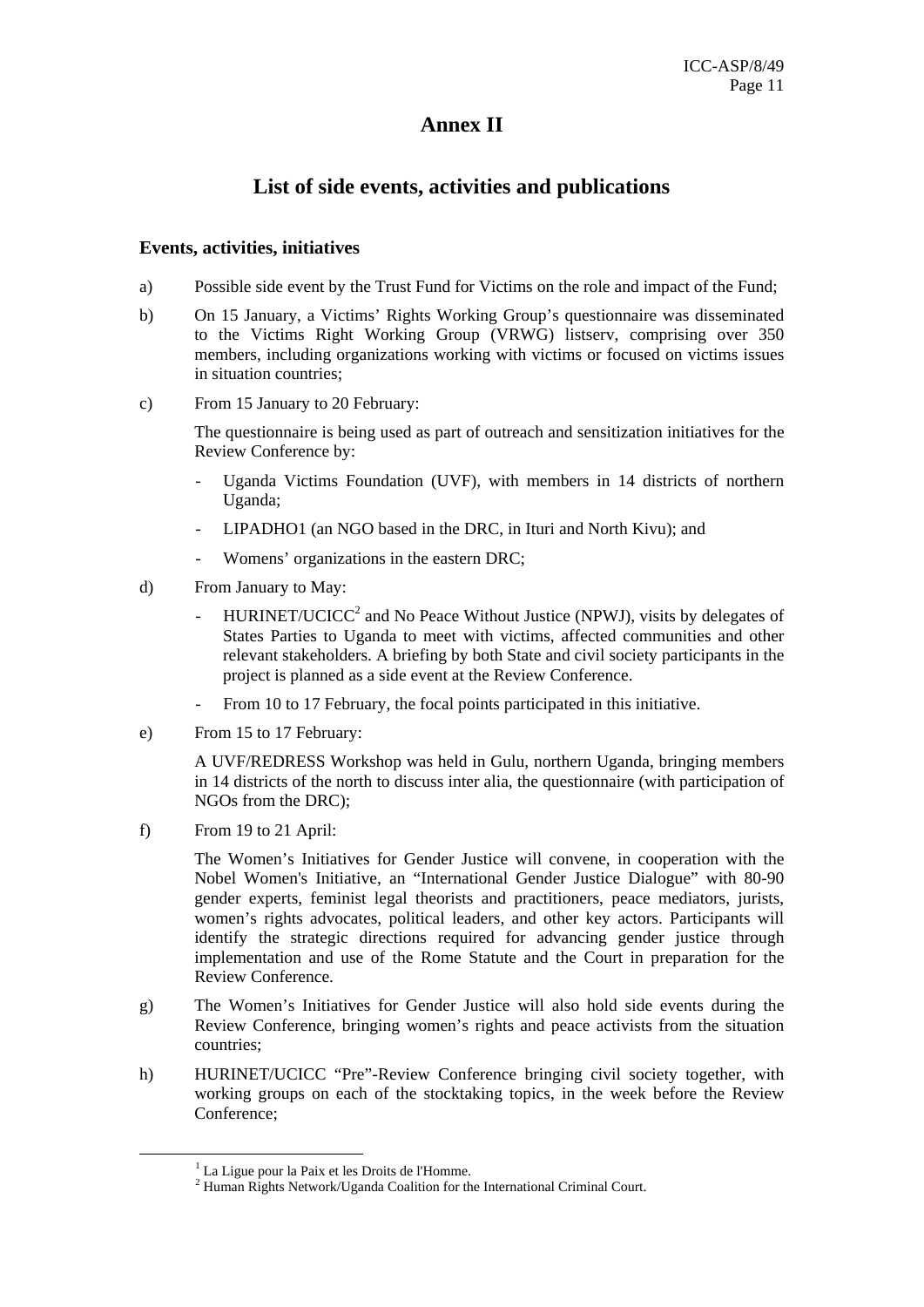# Annex II

## List of side events, activities and publications

### Events, activities, initiatives

a) Possible side event by the Trust Fund for Victims on the role and impact of the Fund;

b) On 15 January, a Victims' Rights Working Group's questionnaire was disseminated to the Victims Right Working Group (VRWG) listserv, comprising over 350 members, including organizations working with victims or focused on victims issues in situation countries;

c) From 15 January to 20 February:

The questionnaire is being used as part of outreach and sensitization initiatives for the Review Conference by:

- Uganda Victims Foundation (UVF), with members in 14 districts of northern Uganda;
- LIPADHO1 (an NGO based in the DRC, in Ituri and North Kivu); and
- Womens' organizations in the eastern DRC;

d) From January to May:

- HURINET/UCICC[2] and No Peace Without Justice (NPWJ), visits by delegates of States Parties to Uganda to meet with victims, affected communities and other relevant stakeholders. A briefing by both State and civil society participants in the project is planned as a side event at the Review Conference.
- From 10 to 17 February, the focal points participated in this initiative.

e) From 15 to 17 February:

A UVF/REDRESS Workshop was held in Gulu, northern Uganda, bringing members in 14 districts of the north to discuss inter alia, the questionnaire (with participation of NGOs from the DRC);

f) From 19 to 21 April:

The Women's Initiatives for Gender Justice will convene, in cooperation with the Nobel Women's Initiative, an "International Gender Justice Dialogue" with 80-90 gender experts, feminist legal theorists and practitioners, peace mediators, jurists, women's rights advocates, political leaders, and other key actors. Participants will identify the strategic directions required for advancing gender justice through implementation and use of the Rome Statute and the Court in preparation for the Review Conference.

g) The Women's Initiatives for Gender Justice will also hold side events during the Review Conference, bringing women's rights and peace activists from the situation countries;

h) HURINET/UCICC "Pre"-Review Conference bringing civil society together, with working groups on each of the stocktaking topics, in the week before the Review Conference;

---

[1] La Ligue pour la Paix et les Droits de l'Homme.

[2] Human Rights Network/Uganda Coalition for the International Criminal Court.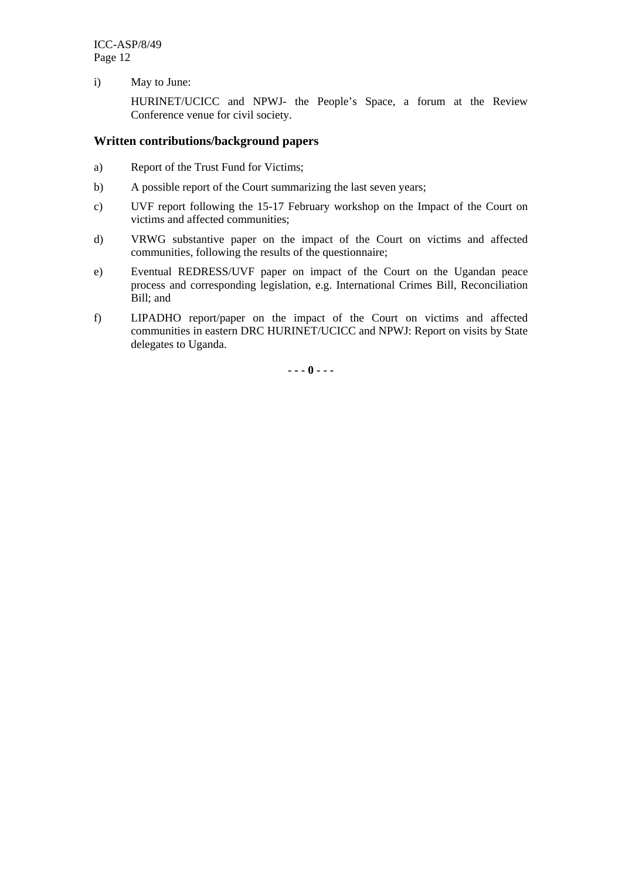i) May to June:

HURINET/UCICC and NPWJ- the People's Space, a forum at the Review Conference venue for civil society.

## Written contributions/background papers

a) Report of the Trust Fund for Victims;

b) A possible report of the Court summarizing the last seven years;

c) UVF report following the 15-17 February workshop on the Impact of the Court on victims and affected communities;

d) VRWG substantive paper on the impact of the Court on victims and affected communities, following the results of the questionnaire;

e) Eventual REDRESS/UVF paper on impact of the Court on the Ugandan peace process and corresponding legislation, e.g. International Crimes Bill, Reconciliation Bill; and

f) LIPADHO report/paper on the impact of the Court on victims and affected communities in eastern DRC HURINET/UCICC and NPWJ: Report on visits by State delegates to Uganda.

**- - - 0 - - -**